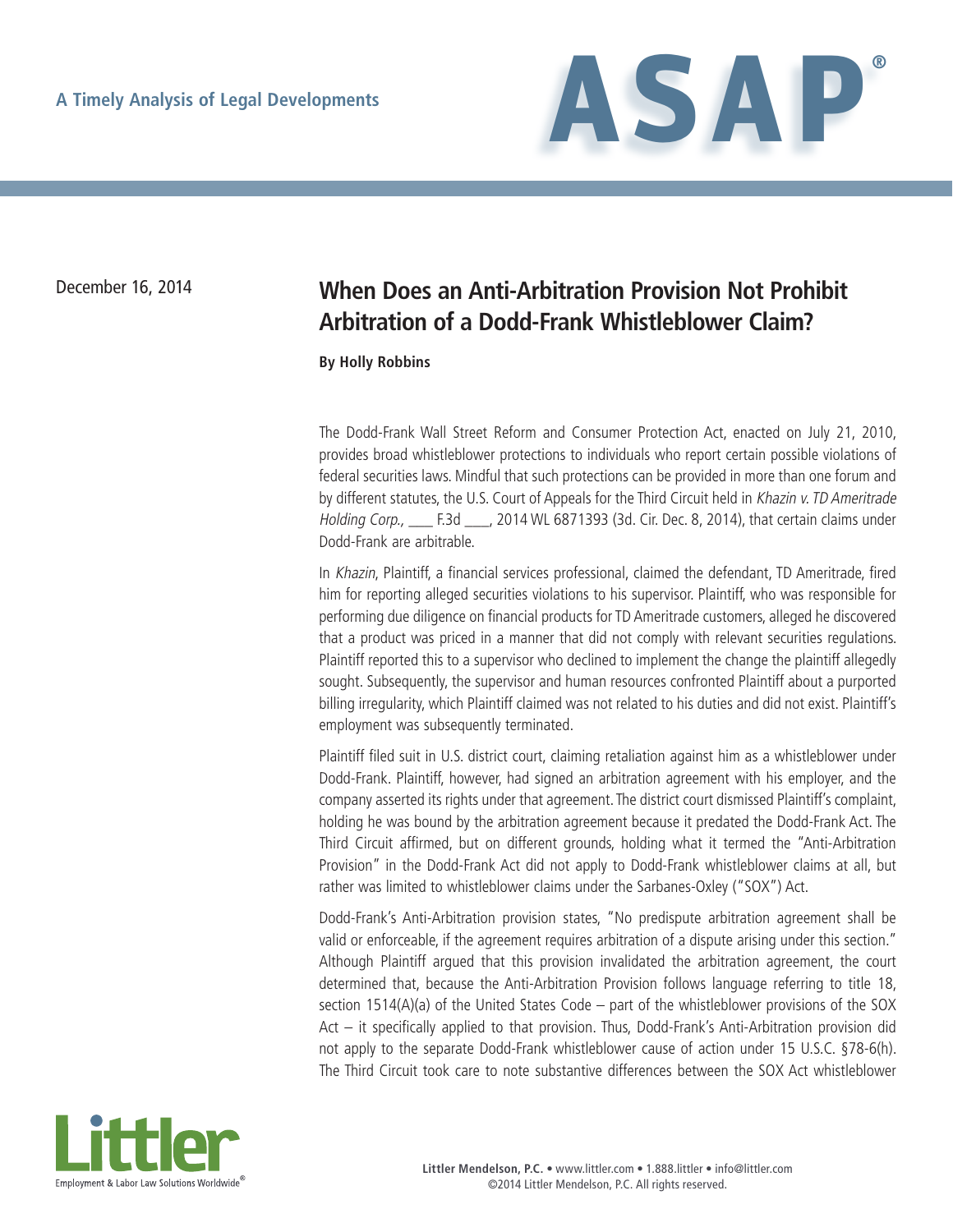A Timely Analysis of Legal Developments

# ASAP®

December 16, 2014

## When Does an Anti-Arbitration Provision Not Prohibit Arbitration of a Dodd-Frank Whistleblower Claim?

**By Holly Robbins**

The Dodd-Frank Wall Street Reform and Consumer Protection Act, enacted on July 21, 2010, provides broad whistleblower protections to individuals who report certain possible violations of federal securities laws. Mindful that such protections can be provided in more than one forum and by different statutes, the U.S. Court of Appeals for the Third Circuit held in *Khazin v. TD Ameritrade Holding Corp.*, ___ F.3d ___, 2014 WL 6871393 (3d. Cir. Dec. 8, 2014), that certain claims under Dodd-Frank are arbitrable.

In *Khazin*, Plaintiff, a financial services professional, claimed the defendant, TD Ameritrade, fired him for reporting alleged securities violations to his supervisor. Plaintiff, who was responsible for performing due diligence on financial products for TD Ameritrade customers, alleged he discovered that a product was priced in a manner that did not comply with relevant securities regulations. Plaintiff reported this to a supervisor who declined to implement the change the plaintiff allegedly sought. Subsequently, the supervisor and human resources confronted Plaintiff about a purported billing irregularity, which Plaintiff claimed was not related to his duties and did not exist. Plaintiff's employment was subsequently terminated.

Plaintiff filed suit in U.S. district court, claiming retaliation against him as a whistleblower under Dodd-Frank. Plaintiff, however, had signed an arbitration agreement with his employer, and the company asserted its rights under that agreement. The district court dismissed Plaintiff's complaint, holding he was bound by the arbitration agreement because it predated the Dodd-Frank Act. The Third Circuit affirmed, but on different grounds, holding what it termed the "Anti-Arbitration Provision" in the Dodd-Frank Act did not apply to Dodd-Frank whistleblower claims at all, but rather was limited to whistleblower claims under the Sarbanes-Oxley ("SOX") Act.

Dodd-Frank's Anti-Arbitration provision states, "No predispute arbitration agreement shall be valid or enforceable, if the agreement requires arbitration of a dispute arising under this section." Although Plaintiff argued that this provision invalidated the arbitration agreement, the court determined that, because the Anti-Arbitration Provision follows language referring to title 18, section 1514(A)(a) of the United States Code – part of the whistleblower provisions of the SOX Act – it specifically applied to that provision. Thus, Dodd-Frank's Anti-Arbitration provision did not apply to the separate Dodd-Frank whistleblower cause of action under 15 U.S.C. §78-6(h). The Third Circuit took care to note substantive differences between the SOX Act whistleblower

Littler
Employment & Labor Law Solutions Worldwide®

**Littler Mendelson, P.C.** • www.littler.com • 1.888.littler • info@littler.com
©2014 Littler Mendelson, P.C. All rights reserved.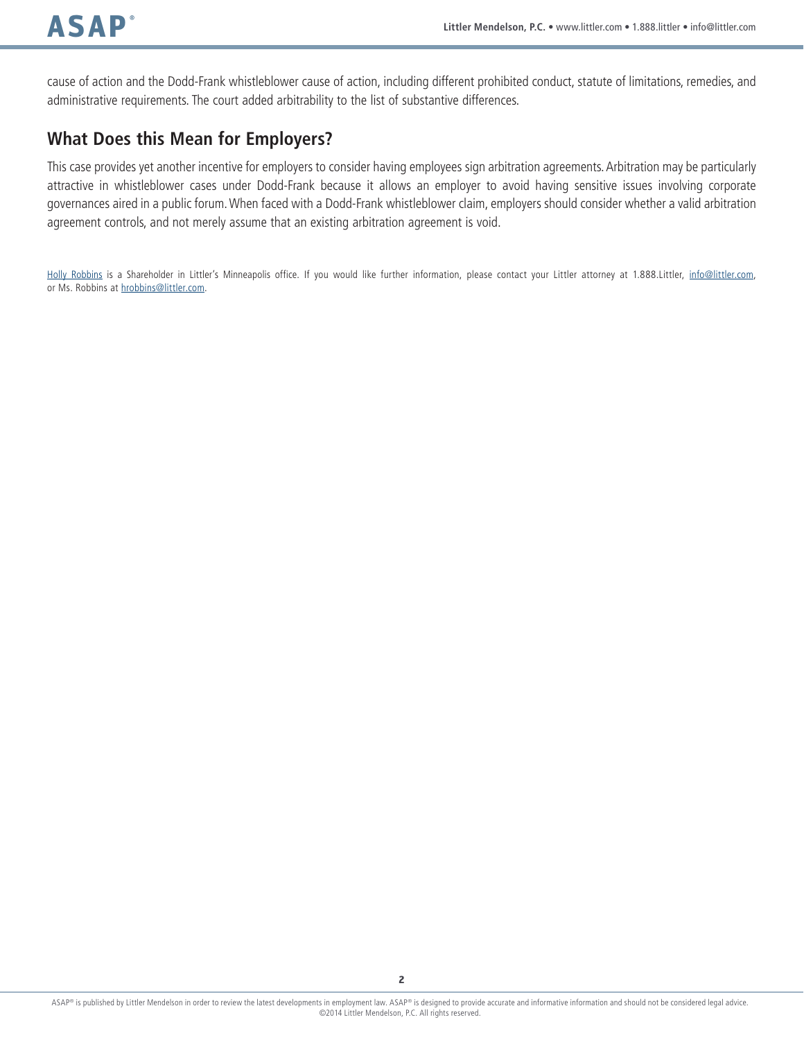cause of action and the Dodd-Frank whistleblower cause of action, including different prohibited conduct, statute of limitations, remedies, and administrative requirements. The court added arbitrability to the list of substantive differences.

## What Does this Mean for Employers?

This case provides yet another incentive for employers to consider having employees sign arbitration agreements. Arbitration may be particularly attractive in whistleblower cases under Dodd-Frank because it allows an employer to avoid having sensitive issues involving corporate governances aired in a public forum. When faced with a Dodd-Frank whistleblower claim, employers should consider whether a valid arbitration agreement controls, and not merely assume that an existing arbitration agreement is void.

Holly Robbins is a Shareholder in Littler's Minneapolis office. If you would like further information, please contact your Littler attorney at 1.888.Littler, info@littler.com, or Ms. Robbins at hrobbins@littler.com.

ASAP® is published by Littler Mendelson in order to review the latest developments in employment law. ASAP® is designed to provide accurate and informative information and should not be considered legal advice. ©2014 Littler Mendelson, P.C. All rights reserved.